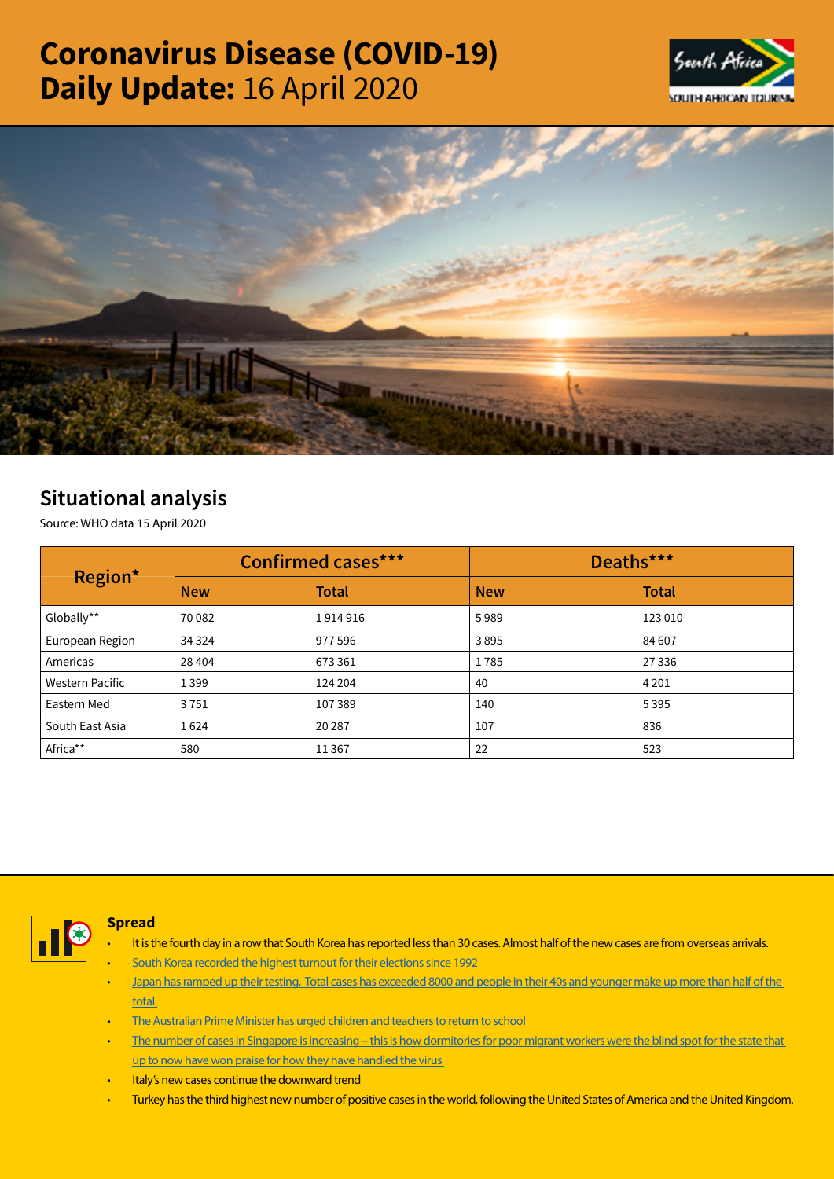# Coronavirus Disease (COVID-19) Daily Update: 16 April 2020

## Situational analysis

Source: WHO data 15 April 2020

| Region* | Confirmed cases*** | | Deaths*** | |
|---|---|---|---|---|
| | New | Total | New | Total |
| Globally** | 70 082 | 1 914 916 | 5 989 | 123 010 |
| European Region | 34 324 | 977 596 | 3 895 | 84 607 |
| Americas | 28 404 | 673 361 | 1 785 | 27 336 |
| Western Pacific | 1 399 | 124 204 | 40 | 4 201 |
| Eastern Med | 3 751 | 107 389 | 140 | 5 395 |
| South East Asia | 1 624 | 20 287 | 107 | 836 |
| Africa** | 580 | 11 367 | 22 | 523 |

### Spread

- It is the fourth day in a row that South Korea has reported less than 30 cases. Almost half of the new cases are from overseas arrivals.
- South Korea recorded the highest turnout for their elections since 1992
- Japan has ramped up their testing. Total cases has exceeded 8000 and people in their 40s and younger make up more than half of the total
- The Australian Prime Minister has urged children and teachers to return to school
- The number of cases in Singapore is increasing – this is how dormitories for poor migrant workers were the blind spot for the state that up to now have won praise for how they have handled the virus
- Italy's new cases continue the downward trend
- Turkey has the third highest new number of positive cases in the world, following the United States of America and the United Kingdom.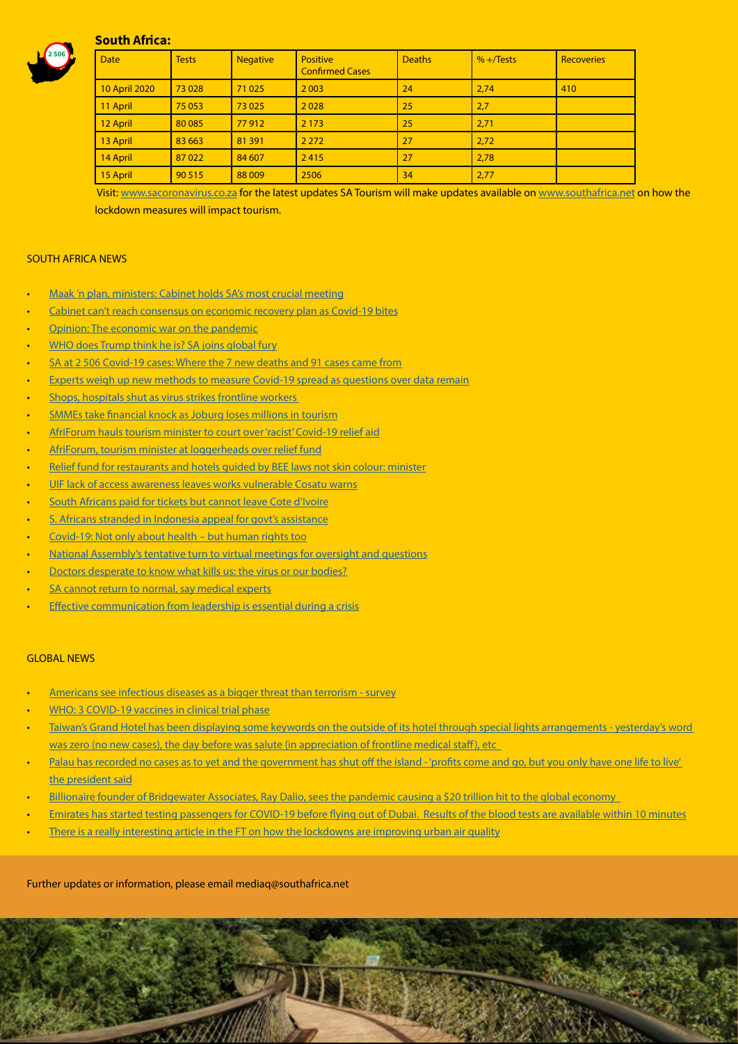## South Africa:

| Date | Tests | Negative | Positive Confirmed Cases | Deaths | % +/Tests | Recoveries |
|---|---|---|---|---|---|---|
| 10 April 2020 | 73 028 | 71 025 | 2 003 | 24 | 2,74 | 410 |
| 11 April | 75 053 | 73 025 | 2 028 | 25 | 2,7 | |
| 12 April | 80 085 | 77 912 | 2 173 | 25 | 2,71 | |
| 13 April | 83 663 | 81 391 | 2 272 | 27 | 2,72 | |
| 14 April | 87 022 | 84 607 | 2 415 | 27 | 2,78 | |
| 15 April | 90 515 | 88 009 | 2506 | 34 | 2,77 | |

Visit: www.sacoronavirus.co.za for the latest updates SA Tourism will make updates available on www.southafrica.net on how the lockdown measures will impact tourism.

SOUTH AFRICA NEWS

- Maak 'n plan, ministers: Cabinet holds SA's most crucial meeting
- Cabinet can't reach consensus on economic recovery plan as Covid-19 bites
- Opinion: The economic war on the pandemic
- WHO does Trump think he is? SA joins global fury
- SA at 2 506 Covid-19 cases: Where the 7 new deaths and 91 cases came from
- Experts weigh up new methods to measure Covid-19 spread as questions over data remain
- Shops, hospitals shut as virus strikes frontline workers
- SMMEs take financial knock as Joburg loses millions in tourism
- AfriForum hauls tourism minister to court over 'racist' Covid-19 relief aid
- AfriForum, tourism minister at loggerheads over relief fund
- Relief fund for restaurants and hotels guided by BEE laws not skin colour: minister
- UIF lack of access awareness leaves works vulnerable Cosatu warns
- South Africans paid for tickets but cannot leave Cote d'Ivoire
- S. Africans stranded in Indonesia appeal for govt's assistance
- Covid-19: Not only about health – but human rights too
- National Assembly's tentative turn to virtual meetings for oversight and questions
- Doctors desperate to know what kills us: the virus or our bodies?
- SA cannot return to normal, say medical experts
- Effective communication from leadership is essential during a crisis

GLOBAL NEWS

- Americans see infectious diseases as a bigger threat than terrorism - survey
- WHO: 3 COVID-19 vaccines in clinical trial phase
- Taiwan's Grand Hotel has been displaying some keywords on the outside of its hotel through special lights arrangements - yesterday's word was zero (no new cases), the day before was salute (in appreciation of frontline medical staff), etc
- Palau has recorded no cases as to yet and the government has shut off the island - 'profits come and go, but you only have one life to live' the president said
- Billionaire founder of Bridgewater Associates, Ray Dalio, sees the pandemic causing a $20 trillion hit to the global economy
- Emirates has started testing passengers for COVID-19 before flying out of Dubai. Results of the blood tests are available within 10 minutes
- There is a really interesting article in the FT on how the lockdowns are improving urban air quality

Further updates or information, please email mediaq@southafrica.net